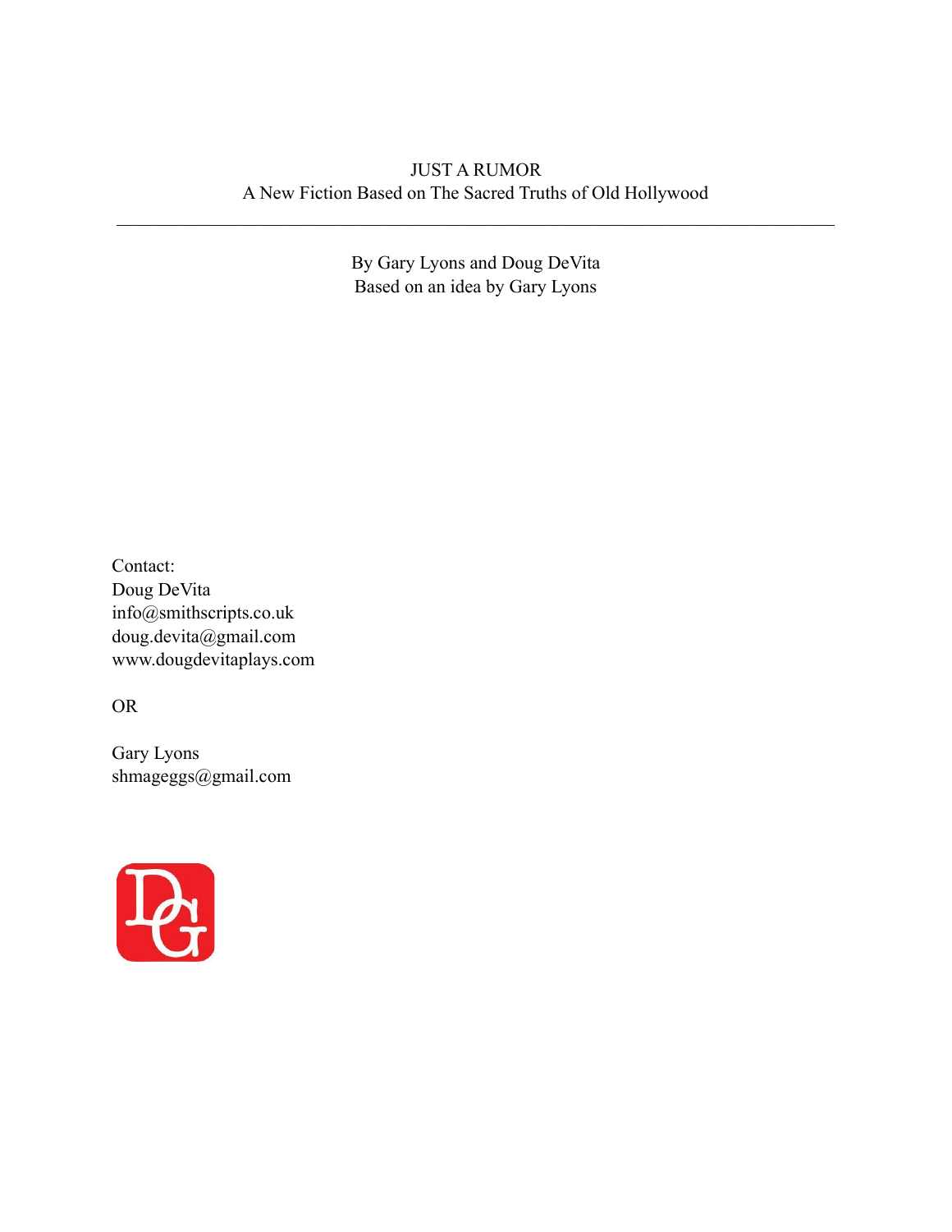# JUST A RUMOR

A New Fiction Based on The Sacred Truths of Old Hollywood

---

By Gary Lyons and Doug DeVita

Based on an idea by Gary Lyons

Contact:
Doug DeVita
info@smithscripts.co.uk
doug.devita@gmail.com
www.dougdevitaplays.com

OR

Gary Lyons
shmageggs@gmail.com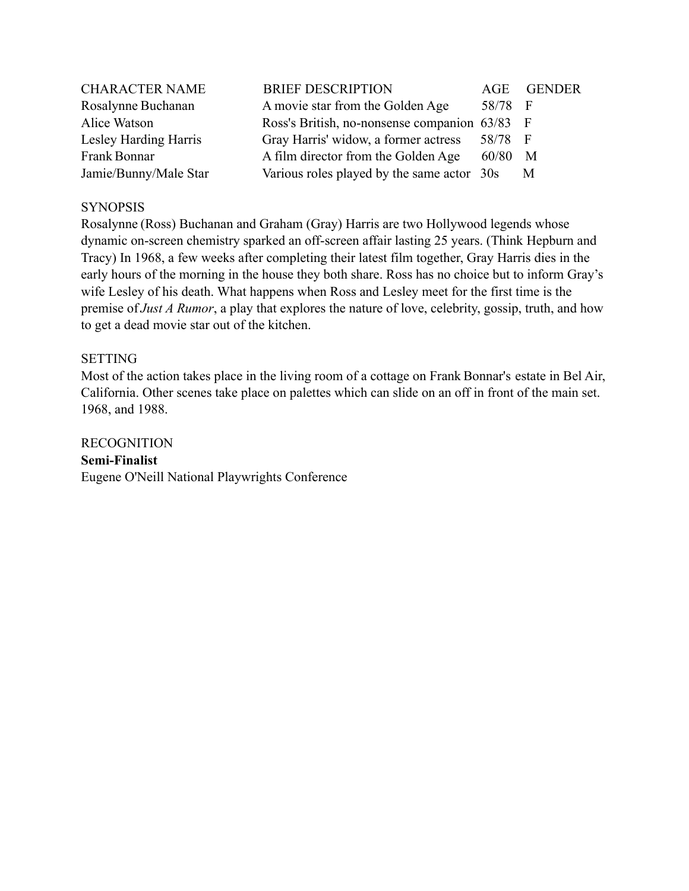| CHARACTER NAME | BRIEF DESCRIPTION | AGE | GENDER |
| --- | --- | --- | --- |
| Rosalynne Buchanan | A movie star from the Golden Age | 58/78 | F |
| Alice Watson | Ross's British, no-nonsense companion | 63/83 | F |
| Lesley Harding Harris | Gray Harris' widow, a former actress | 58/78 | F |
| Frank Bonnar | A film director from the Golden Age | 60/80 | M |
| Jamie/Bunny/Male Star | Various roles played by the same actor | 30s | M |

SYNOPSIS

Rosalynne (Ross) Buchanan and Graham (Gray) Harris are two Hollywood legends whose dynamic on-screen chemistry sparked an off-screen affair lasting 25 years. (Think Hepburn and Tracy) In 1968, a few weeks after completing their latest film together, Gray Harris dies in the early hours of the morning in the house they both share. Ross has no choice but to inform Gray's wife Lesley of his death. What happens when Ross and Lesley meet for the first time is the premise of *Just A Rumor*, a play that explores the nature of love, celebrity, gossip, truth, and how to get a dead movie star out of the kitchen.

SETTING

Most of the action takes place in the living room of a cottage on Frank Bonnar's estate in Bel Air, California. Other scenes take place on palettes which can slide on an off in front of the main set. 1968, and 1988.

RECOGNITION

**Semi-Finalist**

Eugene O'Neill National Playwrights Conference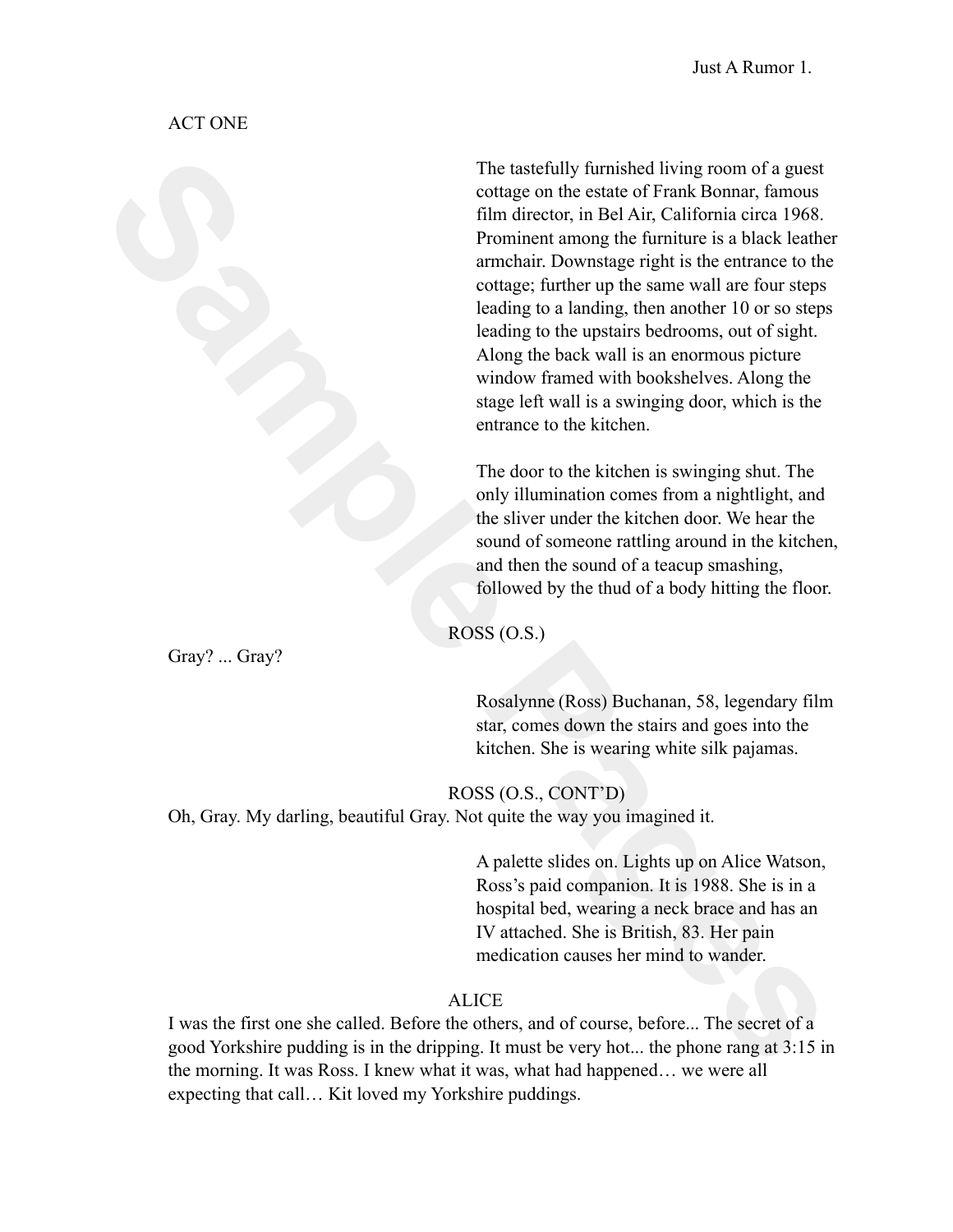ACT ONE

The tastefully furnished living room of a guest cottage on the estate of Frank Bonnar, famous film director, in Bel Air, California circa 1968. Prominent among the furniture is a black leather armchair. Downstage right is the entrance to the cottage; further up the same wall are four steps leading to a landing, then another 10 or so steps leading to the upstairs bedrooms, out of sight. Along the back wall is an enormous picture window framed with bookshelves. Along the stage left wall is a swinging door, which is the entrance to the kitchen.

The door to the kitchen is swinging shut. The only illumination comes from a nightlight, and the sliver under the kitchen door. We hear the sound of someone rattling around in the kitchen, and then the sound of a teacup smashing, followed by the thud of a body hitting the floor.

ROSS (O.S.)

Gray? ... Gray?

Rosalynne (Ross) Buchanan, 58, legendary film star, comes down the stairs and goes into the kitchen. She is wearing white silk pajamas.

ROSS (O.S., CONT'D)

Oh, Gray. My darling, beautiful Gray. Not quite the way you imagined it.

A palette slides on. Lights up on Alice Watson, Ross's paid companion. It is 1988. She is in a hospital bed, wearing a neck brace and has an IV attached. She is British, 83. Her pain medication causes her mind to wander.

ALICE

I was the first one she called. Before the others, and of course, before... The secret of a good Yorkshire pudding is in the dripping. It must be very hot... the phone rang at 3:15 in the morning. It was Ross. I knew what it was, what had happened… we were all expecting that call… Kit loved my Yorkshire puddings.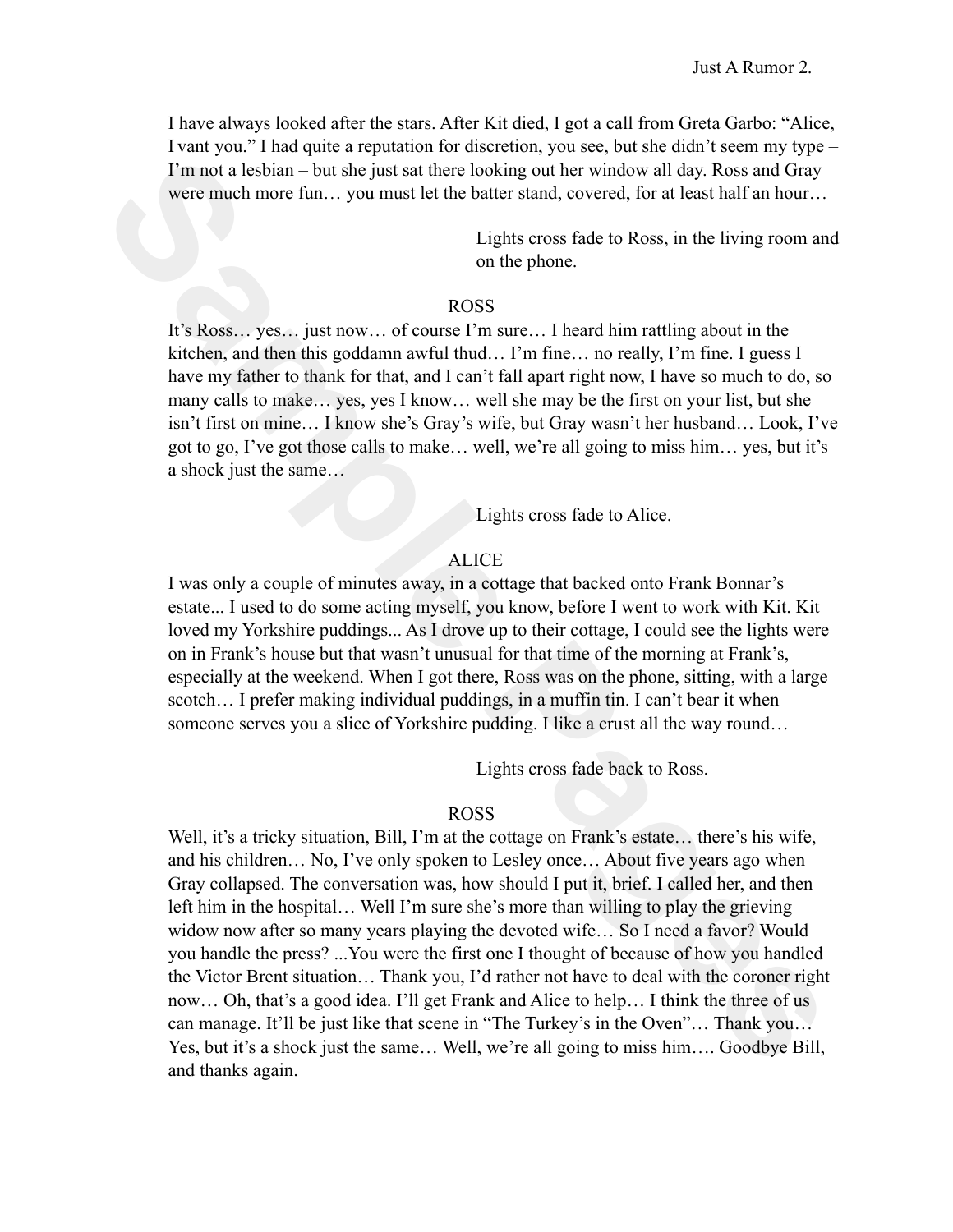I have always looked after the stars. After Kit died, I got a call from Greta Garbo: "Alice, I vant you." I had quite a reputation for discretion, you see, but she didn't seem my type – I'm not a lesbian – but she just sat there looking out her window all day. Ross and Gray were much more fun… you must let the batter stand, covered, for at least half an hour…

Lights cross fade to Ross, in the living room and on the phone.

ROSS

It's Ross… yes… just now… of course I'm sure… I heard him rattling about in the kitchen, and then this goddamn awful thud… I'm fine… no really, I'm fine. I guess I have my father to thank for that, and I can't fall apart right now, I have so much to do, so many calls to make… yes, yes I know… well she may be the first on your list, but she isn't first on mine… I know she's Gray's wife, but Gray wasn't her husband… Look, I've got to go, I've got those calls to make… well, we're all going to miss him… yes, but it's a shock just the same…

Lights cross fade to Alice.

ALICE

I was only a couple of minutes away, in a cottage that backed onto Frank Bonnar's estate... I used to do some acting myself, you know, before I went to work with Kit. Kit loved my Yorkshire puddings... As I drove up to their cottage, I could see the lights were on in Frank's house but that wasn't unusual for that time of the morning at Frank's, especially at the weekend. When I got there, Ross was on the phone, sitting, with a large scotch… I prefer making individual puddings, in a muffin tin. I can't bear it when someone serves you a slice of Yorkshire pudding. I like a crust all the way round…

Lights cross fade back to Ross.

ROSS

Well, it's a tricky situation, Bill, I'm at the cottage on Frank's estate… there's his wife, and his children… No, I've only spoken to Lesley once… About five years ago when Gray collapsed. The conversation was, how should I put it, brief. I called her, and then left him in the hospital… Well I'm sure she's more than willing to play the grieving widow now after so many years playing the devoted wife… So I need a favor? Would you handle the press? ...You were the first one I thought of because of how you handled the Victor Brent situation… Thank you, I'd rather not have to deal with the coroner right now… Oh, that's a good idea. I'll get Frank and Alice to help… I think the three of us can manage. It'll be just like that scene in "The Turkey's in the Oven"… Thank you… Yes, but it's a shock just the same… Well, we're all going to miss him…. Goodbye Bill, and thanks again.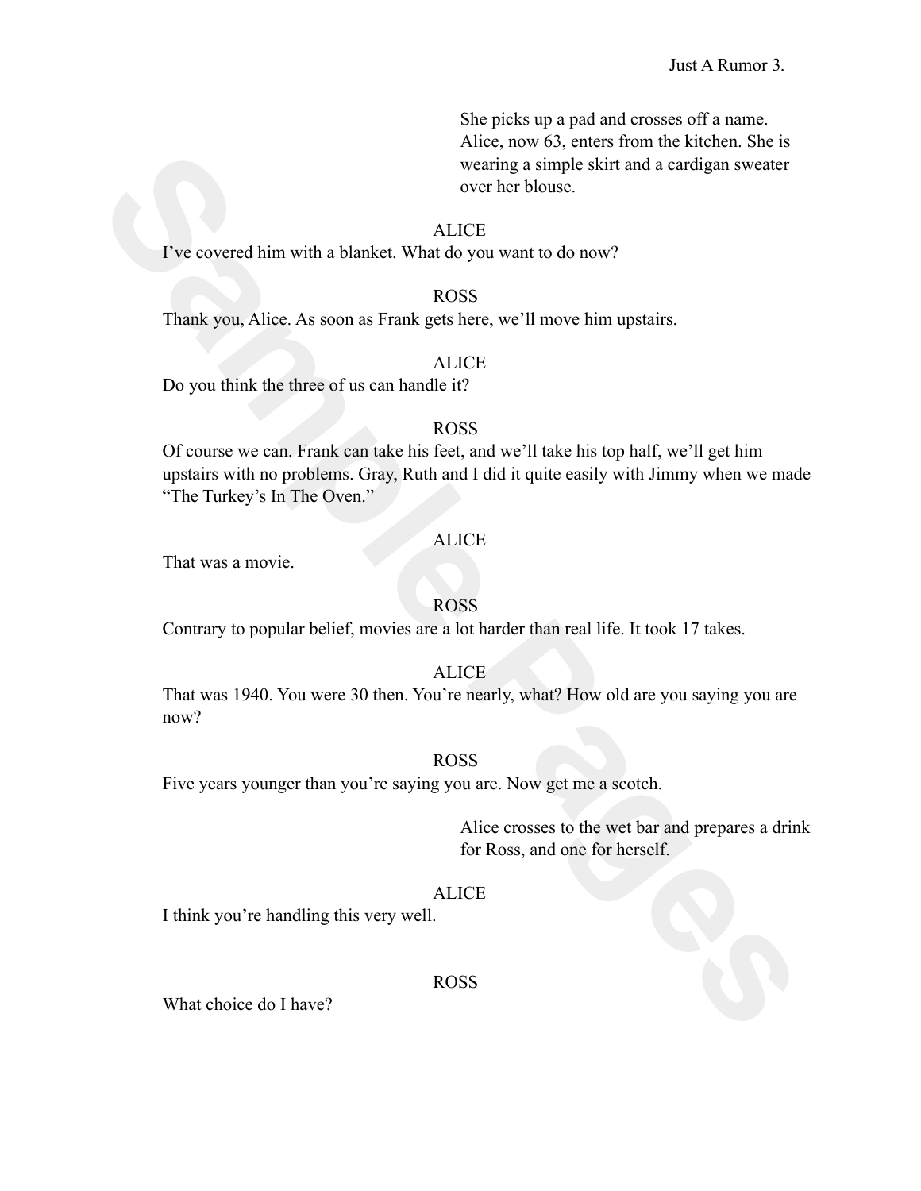She picks up a pad and crosses off a name. Alice, now 63, enters from the kitchen. She is wearing a simple skirt and a cardigan sweater over her blouse.

ALICE

I've covered him with a blanket. What do you want to do now?

ROSS

Thank you, Alice. As soon as Frank gets here, we'll move him upstairs.

ALICE

Do you think the three of us can handle it?

ROSS

Of course we can. Frank can take his feet, and we'll take his top half, we'll get him upstairs with no problems. Gray, Ruth and I did it quite easily with Jimmy when we made "The Turkey's In The Oven."

ALICE

That was a movie.

ROSS

Contrary to popular belief, movies are a lot harder than real life. It took 17 takes.

ALICE

That was 1940. You were 30 then. You're nearly, what? How old are you saying you are now?

ROSS

Five years younger than you're saying you are. Now get me a scotch.

Alice crosses to the wet bar and prepares a drink for Ross, and one for herself.

ALICE

I think you're handling this very well.

ROSS

What choice do I have?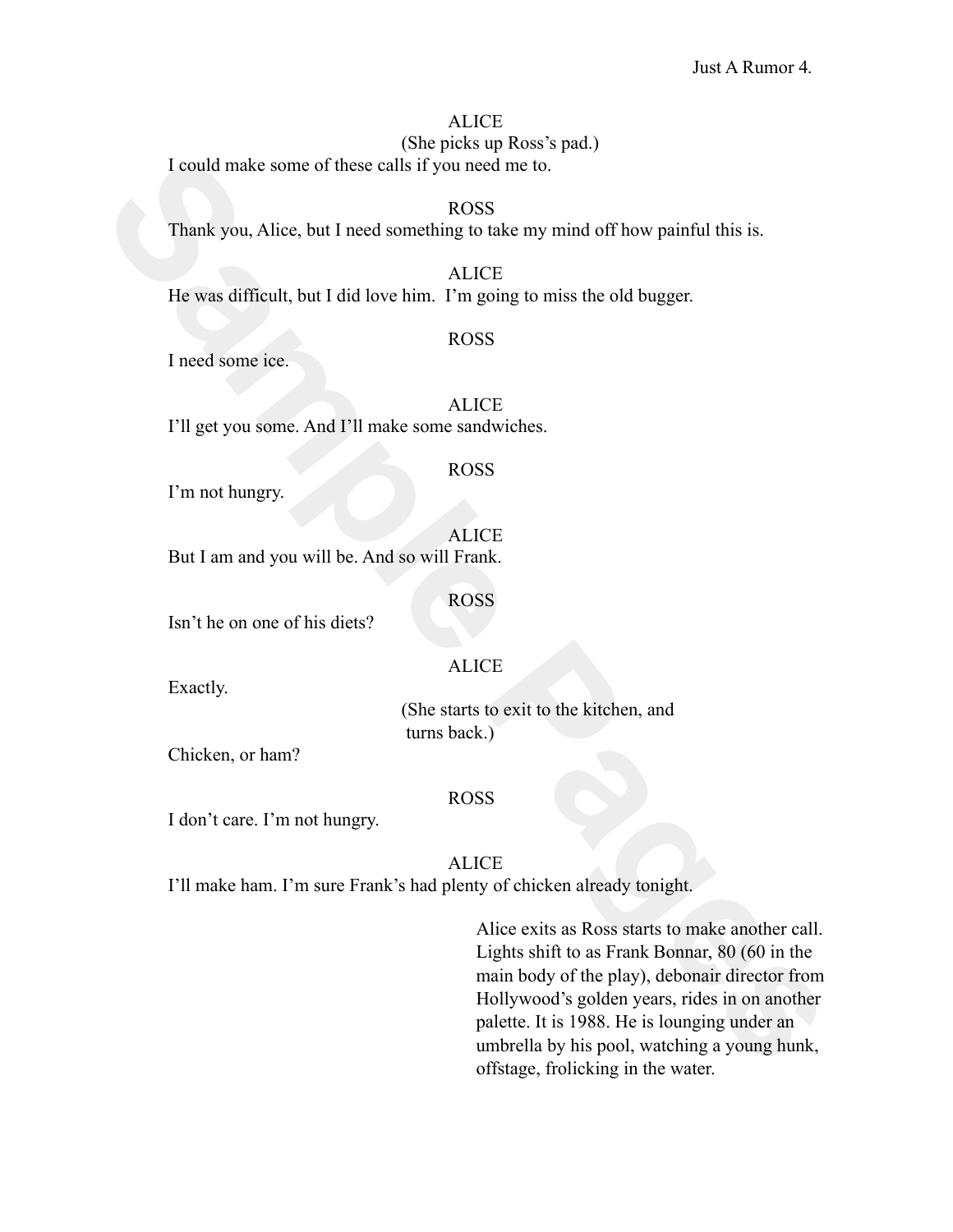ALICE

(She picks up Ross's pad.)

I could make some of these calls if you need me to.

ROSS

Thank you, Alice, but I need something to take my mind off how painful this is.

ALICE

He was difficult, but I did love him. I'm going to miss the old bugger.

ROSS

I need some ice.

ALICE

I'll get you some. And I'll make some sandwiches.

ROSS

I'm not hungry.

ALICE

But I am and you will be. And so will Frank.

ROSS

Isn't he on one of his diets?

ALICE

Exactly.

(She starts to exit to the kitchen, and turns back.)

Chicken, or ham?

ROSS

I don't care. I'm not hungry.

ALICE

I'll make ham. I'm sure Frank's had plenty of chicken already tonight.

Alice exits as Ross starts to make another call. Lights shift to as Frank Bonnar, 80 (60 in the main body of the play), debonair director from Hollywood's golden years, rides in on another palette. It is 1988. He is lounging under an umbrella by his pool, watching a young hunk, offstage, frolicking in the water.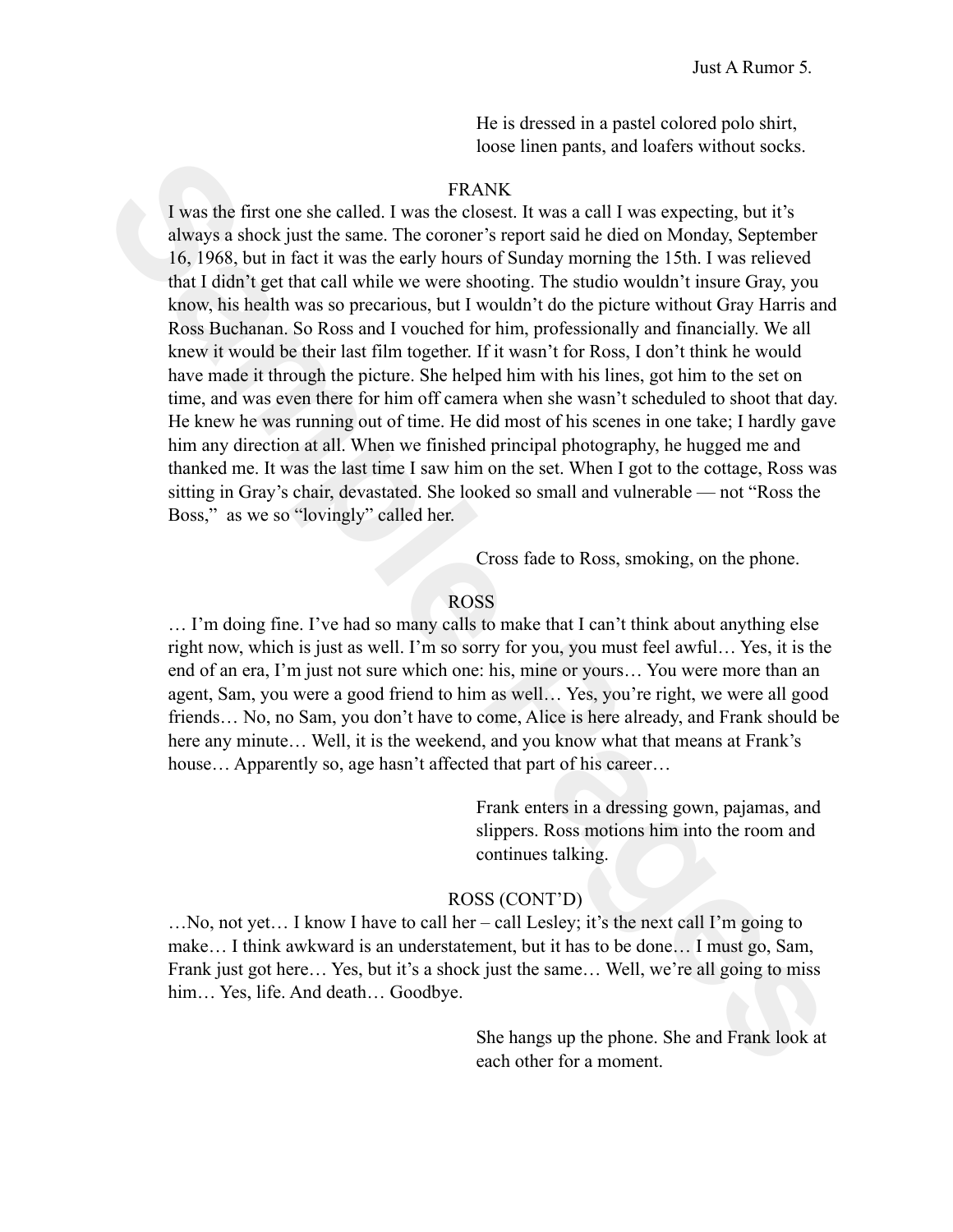He is dressed in a pastel colored polo shirt, loose linen pants, and loafers without socks.

FRANK

I was the first one she called. I was the closest. It was a call I was expecting, but it's always a shock just the same. The coroner's report said he died on Monday, September 16, 1968, but in fact it was the early hours of Sunday morning the 15th. I was relieved that I didn't get that call while we were shooting. The studio wouldn't insure Gray, you know, his health was so precarious, but I wouldn't do the picture without Gray Harris and Ross Buchanan. So Ross and I vouched for him, professionally and financially. We all knew it would be their last film together. If it wasn't for Ross, I don't think he would have made it through the picture. She helped him with his lines, got him to the set on time, and was even there for him off camera when she wasn't scheduled to shoot that day. He knew he was running out of time. He did most of his scenes in one take; I hardly gave him any direction at all. When we finished principal photography, he hugged me and thanked me. It was the last time I saw him on the set. When I got to the cottage, Ross was sitting in Gray's chair, devastated. She looked so small and vulnerable — not "Ross the Boss," as we so "lovingly" called her.

Cross fade to Ross, smoking, on the phone.

ROSS

… I'm doing fine. I've had so many calls to make that I can't think about anything else right now, which is just as well. I'm so sorry for you, you must feel awful… Yes, it is the end of an era, I'm just not sure which one: his, mine or yours… You were more than an agent, Sam, you were a good friend to him as well… Yes, you're right, we were all good friends… No, no Sam, you don't have to come, Alice is here already, and Frank should be here any minute… Well, it is the weekend, and you know what that means at Frank's house… Apparently so, age hasn't affected that part of his career…

Frank enters in a dressing gown, pajamas, and slippers. Ross motions him into the room and continues talking.

ROSS (CONT'D)

…No, not yet… I know I have to call her – call Lesley; it's the next call I'm going to make… I think awkward is an understatement, but it has to be done… I must go, Sam, Frank just got here… Yes, but it's a shock just the same… Well, we're all going to miss him… Yes, life. And death… Goodbye.

She hangs up the phone. She and Frank look at each other for a moment.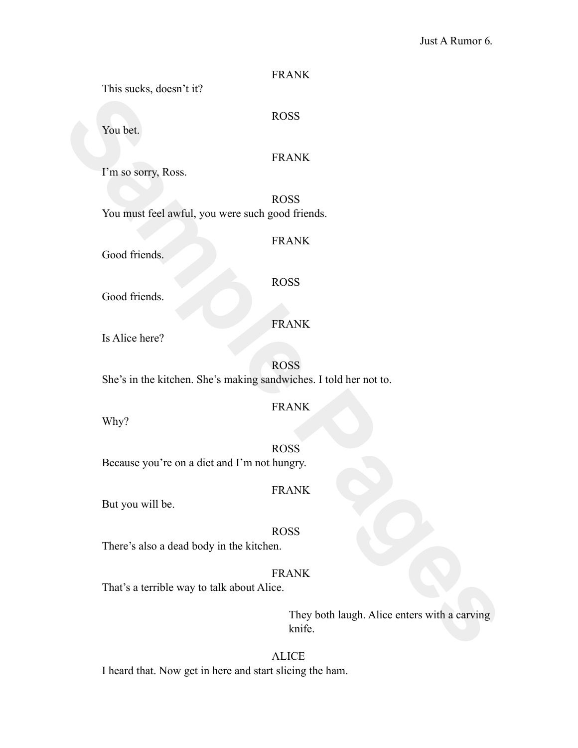FRANK

This sucks, doesn't it?

ROSS

You bet.

FRANK

I'm so sorry, Ross.

ROSS

You must feel awful, you were such good friends.

FRANK

Good friends.

ROSS

Good friends.

FRANK

Is Alice here?

ROSS

She's in the kitchen. She's making sandwiches. I told her not to.

FRANK

Why?

ROSS

Because you're on a diet and I'm not hungry.

FRANK

But you will be.

ROSS

There's also a dead body in the kitchen.

FRANK

That's a terrible way to talk about Alice.

*They both laugh. Alice enters with a carving knife.*

ALICE

I heard that. Now get in here and start slicing the ham.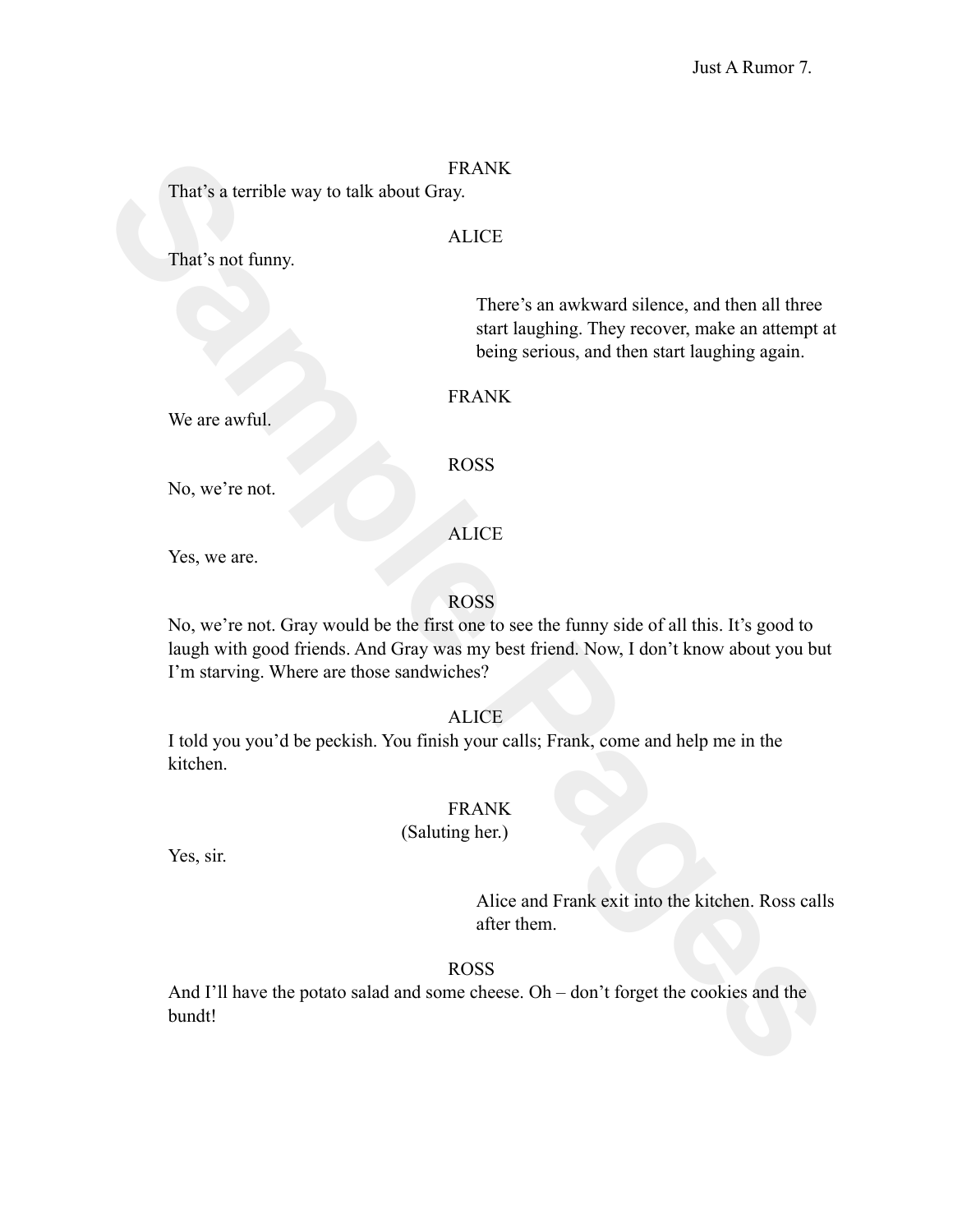FRANK

That's a terrible way to talk about Gray.

ALICE

That's not funny.

*There's an awkward silence, and then all three start laughing. They recover, make an attempt at being serious, and then start laughing again.*

FRANK

We are awful.

ROSS

No, we're not.

ALICE

Yes, we are.

ROSS

No, we're not. Gray would be the first one to see the funny side of all this. It's good to laugh with good friends. And Gray was my best friend. Now, I don't know about you but I'm starving. Where are those sandwiches?

ALICE

I told you you'd be peckish. You finish your calls; Frank, come and help me in the kitchen.

FRANK

(Saluting her.)

Yes, sir.

*Alice and Frank exit into the kitchen. Ross calls after them.*

ROSS

And I'll have the potato salad and some cheese. Oh – don't forget the cookies and the bundt!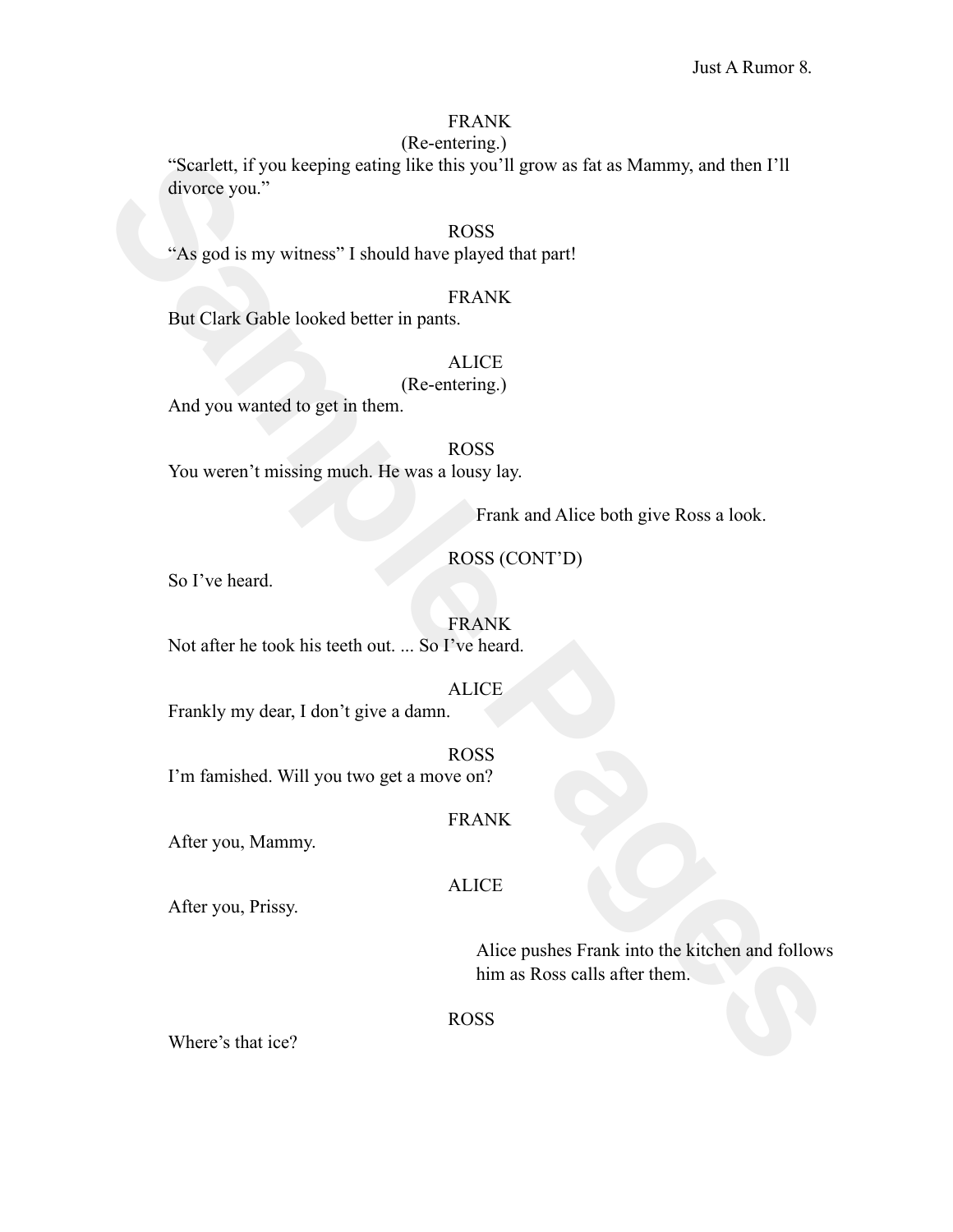FRANK
(Re-entering.)

"Scarlett, if you keeping eating like this you'll grow as fat as Mammy, and then I'll divorce you."

ROSS

"As god is my witness" I should have played that part!

FRANK

But Clark Gable looked better in pants.

ALICE
(Re-entering.)

And you wanted to get in them.

ROSS

You weren't missing much. He was a lousy lay.

Frank and Alice both give Ross a look.

ROSS (CONT'D)

So I've heard.

FRANK

Not after he took his teeth out. ... So I've heard.

ALICE

Frankly my dear, I don't give a damn.

ROSS

I'm famished. Will you two get a move on?

FRANK

After you, Mammy.

ALICE

After you, Prissy.

Alice pushes Frank into the kitchen and follows him as Ross calls after them.

ROSS

Where's that ice?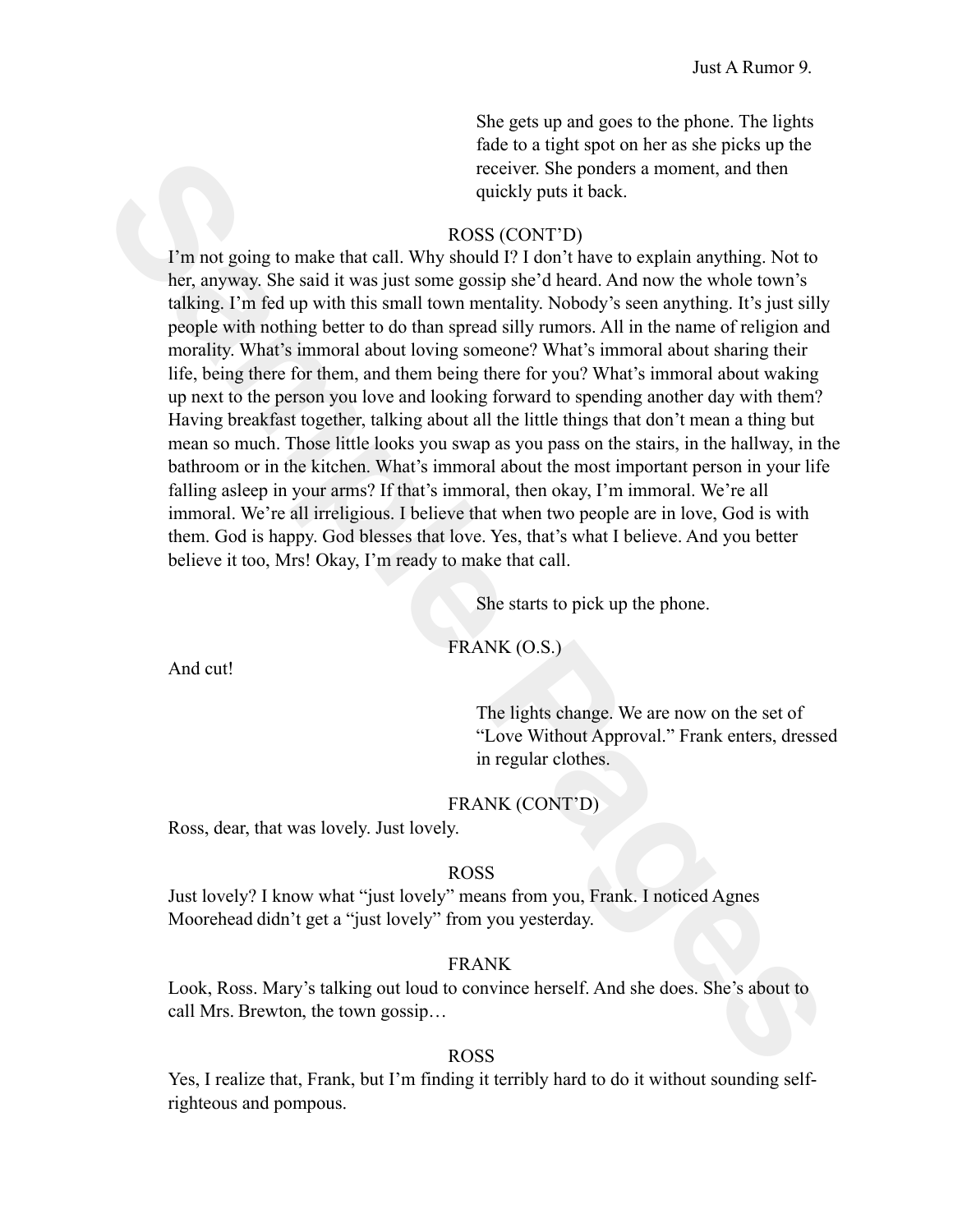She gets up and goes to the phone. The lights fade to a tight spot on her as she picks up the receiver. She ponders a moment, and then quickly puts it back.

ROSS (CONT'D)

I'm not going to make that call. Why should I? I don't have to explain anything. Not to her, anyway. She said it was just some gossip she'd heard. And now the whole town's talking. I'm fed up with this small town mentality. Nobody's seen anything. It's just silly people with nothing better to do than spread silly rumors. All in the name of religion and morality. What's immoral about loving someone? What's immoral about sharing their life, being there for them, and them being there for you? What's immoral about waking up next to the person you love and looking forward to spending another day with them? Having breakfast together, talking about all the little things that don't mean a thing but mean so much. Those little looks you swap as you pass on the stairs, in the hallway, in the bathroom or in the kitchen. What's immoral about the most important person in your life falling asleep in your arms? If that's immoral, then okay, I'm immoral. We're all immoral. We're all irreligious. I believe that when two people are in love, God is with them. God is happy. God blesses that love. Yes, that's what I believe. And you better believe it too, Mrs! Okay, I'm ready to make that call.

She starts to pick up the phone.

FRANK (O.S.)

And cut!

The lights change. We are now on the set of "Love Without Approval." Frank enters, dressed in regular clothes.

FRANK (CONT'D)

Ross, dear, that was lovely. Just lovely.

ROSS

Just lovely? I know what "just lovely" means from you, Frank. I noticed Agnes Moorehead didn't get a "just lovely" from you yesterday.

FRANK

Look, Ross. Mary's talking out loud to convince herself. And she does. She's about to call Mrs. Brewton, the town gossip…

ROSS

Yes, I realize that, Frank, but I'm finding it terribly hard to do it without sounding self-righteous and pompous.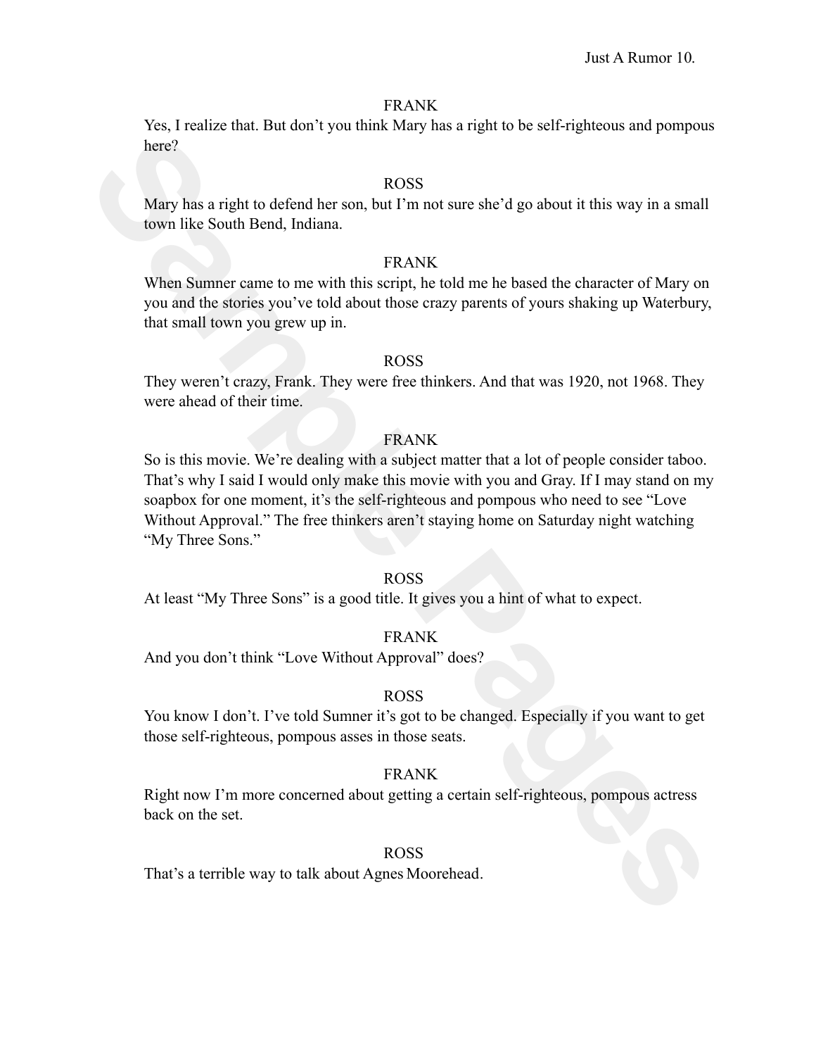FRANK

Yes, I realize that. But don't you think Mary has a right to be self-righteous and pompous here?

ROSS

Mary has a right to defend her son, but I'm not sure she'd go about it this way in a small town like South Bend, Indiana.

FRANK

When Sumner came to me with this script, he told me he based the character of Mary on you and the stories you've told about those crazy parents of yours shaking up Waterbury, that small town you grew up in.

ROSS

They weren't crazy, Frank. They were free thinkers. And that was 1920, not 1968. They were ahead of their time.

FRANK

So is this movie. We're dealing with a subject matter that a lot of people consider taboo. That's why I said I would only make this movie with you and Gray. If I may stand on my soapbox for one moment, it's the self-righteous and pompous who need to see "Love Without Approval." The free thinkers aren't staying home on Saturday night watching "My Three Sons."

ROSS

At least "My Three Sons" is a good title. It gives you a hint of what to expect.

FRANK

And you don't think "Love Without Approval" does?

ROSS

You know I don't. I've told Sumner it's got to be changed. Especially if you want to get those self-righteous, pompous asses in those seats.

FRANK

Right now I'm more concerned about getting a certain self-righteous, pompous actress back on the set.

ROSS

That's a terrible way to talk about Agnes Moorehead.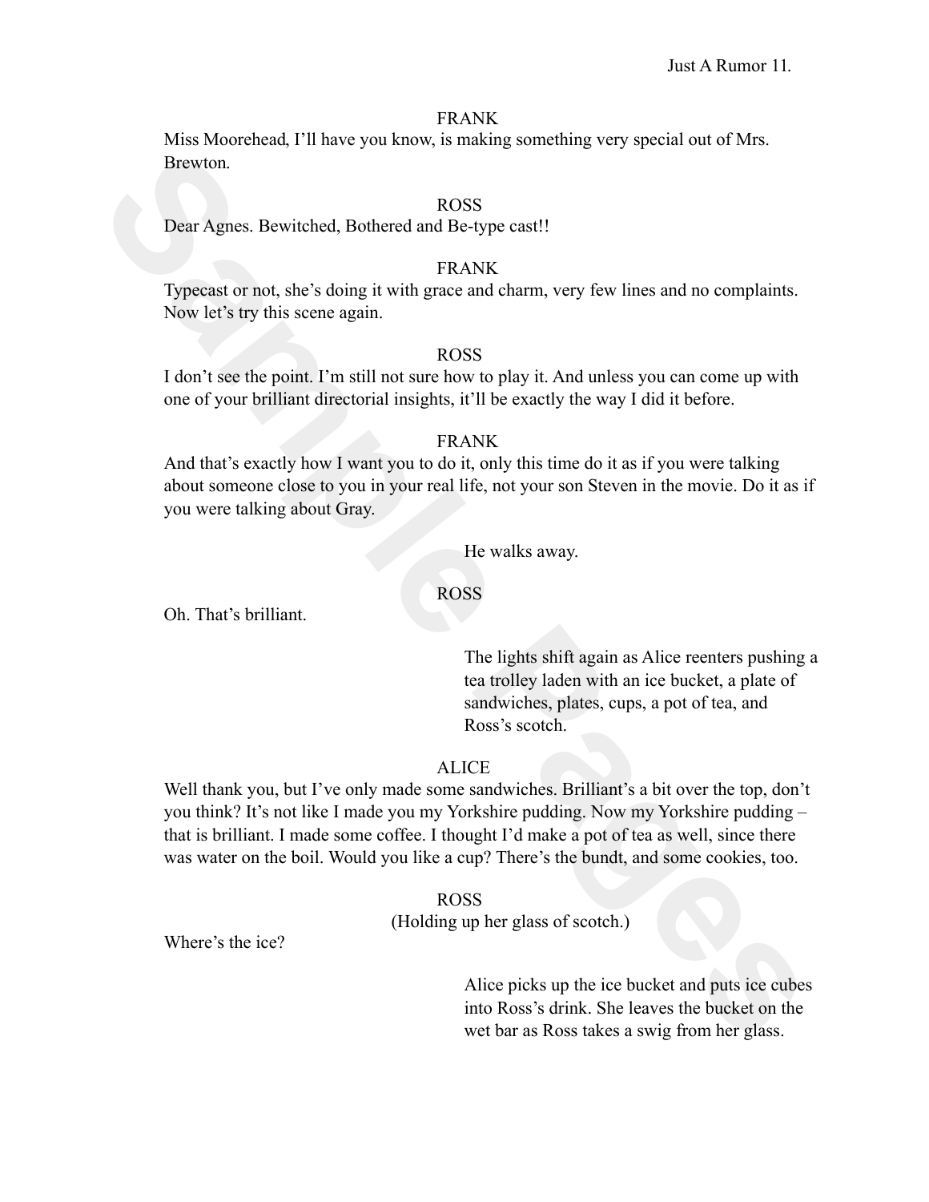FRANK

Miss Moorehead, I'll have you know, is making something very special out of Mrs. Brewton.

ROSS

Dear Agnes. Bewitched, Bothered and Be-type cast!!

FRANK

Typecast or not, she's doing it with grace and charm, very few lines and no complaints. Now let's try this scene again.

ROSS

I don't see the point. I'm still not sure how to play it. And unless you can come up with one of your brilliant directorial insights, it'll be exactly the way I did it before.

FRANK

And that's exactly how I want you to do it, only this time do it as if you were talking about someone close to you in your real life, not your son Steven in the movie. Do it as if you were talking about Gray.

*He walks away.*

ROSS

Oh. That's brilliant.

*The lights shift again as Alice reenters pushing a tea trolley laden with an ice bucket, a plate of sandwiches, plates, cups, a pot of tea, and Ross's scotch.*

ALICE

Well thank you, but I've only made some sandwiches. Brilliant's a bit over the top, don't you think? It's not like I made you my Yorkshire pudding. Now my Yorkshire pudding – that is brilliant. I made some coffee. I thought I'd make a pot of tea as well, since there was water on the boil. Would you like a cup? There's the bundt, and some cookies, too.

ROSS

(Holding up her glass of scotch.)

Where's the ice?

*Alice picks up the ice bucket and puts ice cubes into Ross's drink. She leaves the bucket on the wet bar as Ross takes a swig from her glass.*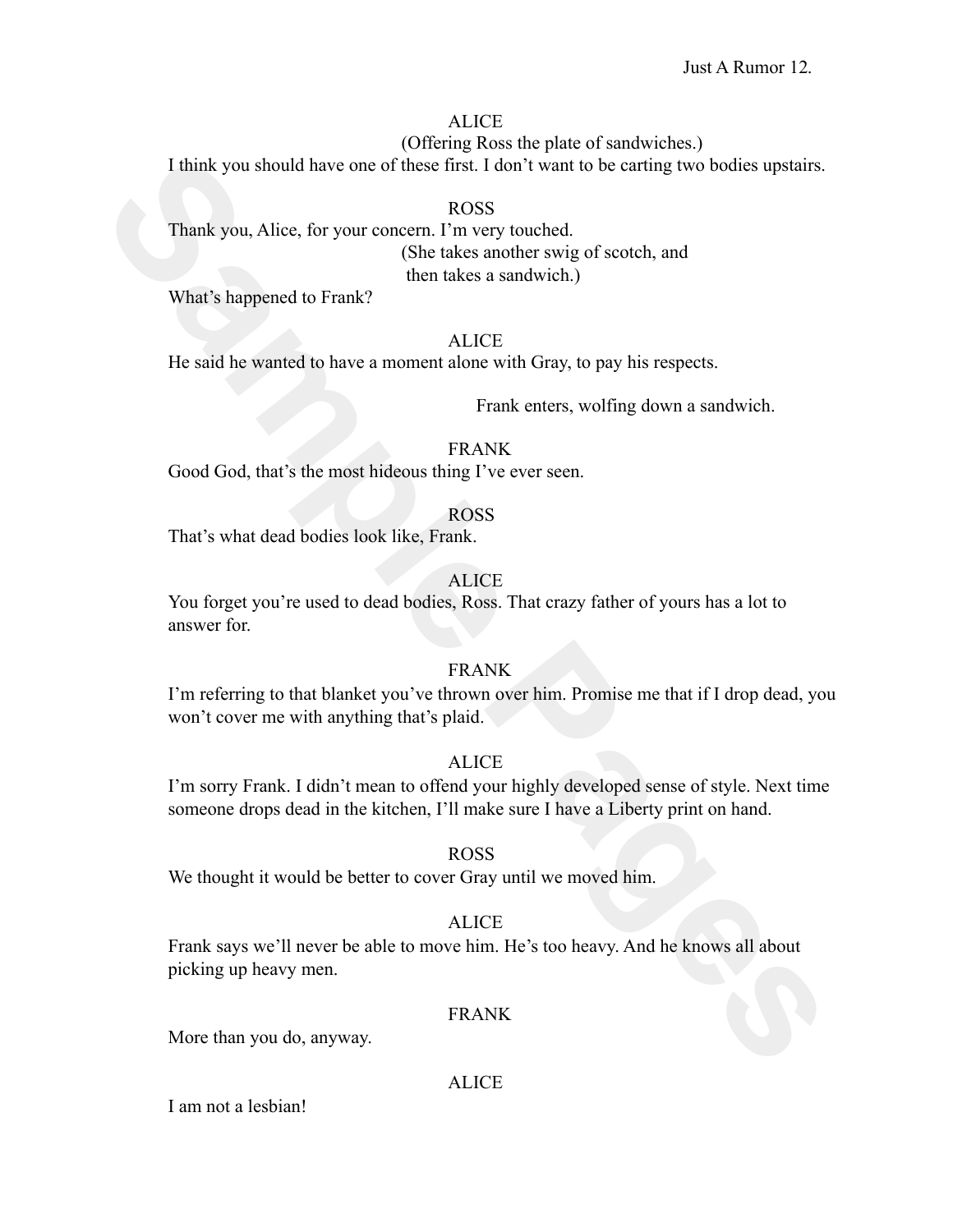ALICE

(Offering Ross the plate of sandwiches.)

I think you should have one of these first. I don't want to be carting two bodies upstairs.

ROSS

Thank you, Alice, for your concern. I'm very touched.

(She takes another swig of scotch, and then takes a sandwich.)

What's happened to Frank?

ALICE

He said he wanted to have a moment alone with Gray, to pay his respects.

Frank enters, wolfing down a sandwich.

FRANK

Good God, that's the most hideous thing I've ever seen.

ROSS

That's what dead bodies look like, Frank.

ALICE

You forget you're used to dead bodies, Ross. That crazy father of yours has a lot to answer for.

FRANK

I'm referring to that blanket you've thrown over him. Promise me that if I drop dead, you won't cover me with anything that's plaid.

ALICE

I'm sorry Frank. I didn't mean to offend your highly developed sense of style. Next time someone drops dead in the kitchen, I'll make sure I have a Liberty print on hand.

ROSS

We thought it would be better to cover Gray until we moved him.

ALICE

Frank says we'll never be able to move him. He's too heavy. And he knows all about picking up heavy men.

FRANK

More than you do, anyway.

ALICE

I am not a lesbian!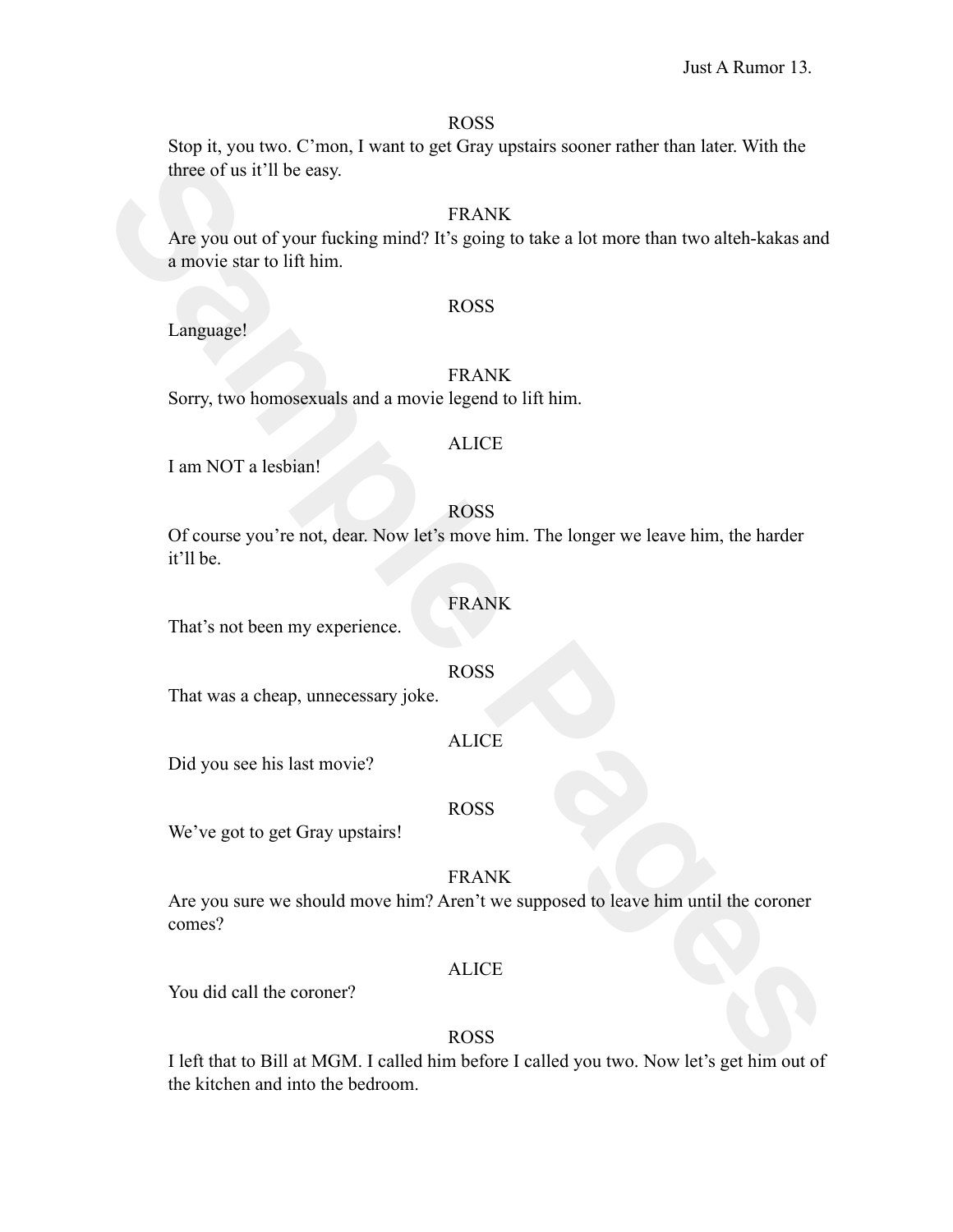ROSS

Stop it, you two. C'mon, I want to get Gray upstairs sooner rather than later. With the three of us it'll be easy.

FRANK

Are you out of your fucking mind? It's going to take a lot more than two alteh-kakas and a movie star to lift him.

ROSS

Language!

FRANK

Sorry, two homosexuals and a movie legend to lift him.

ALICE

I am NOT a lesbian!

ROSS

Of course you're not, dear. Now let's move him. The longer we leave him, the harder it'll be.

FRANK

That's not been my experience.

ROSS

That was a cheap, unnecessary joke.

ALICE

Did you see his last movie?

ROSS

We've got to get Gray upstairs!

FRANK

Are you sure we should move him? Aren't we supposed to leave him until the coroner comes?

ALICE

You did call the coroner?

ROSS

I left that to Bill at MGM. I called him before I called you two. Now let's get him out of the kitchen and into the bedroom.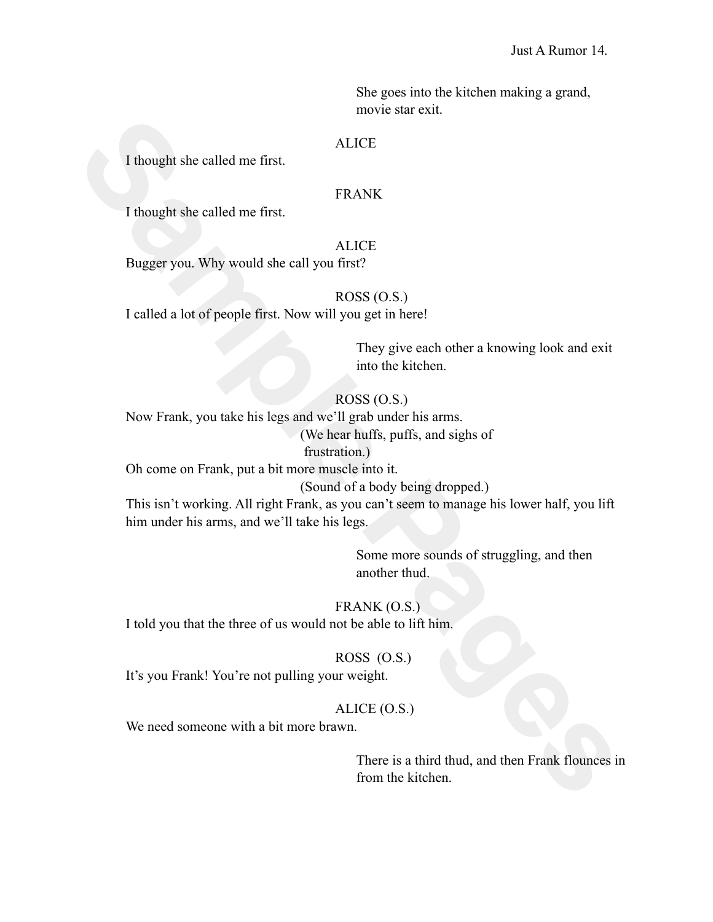She goes into the kitchen making a grand, movie star exit.

ALICE

I thought she called me first.

FRANK

I thought she called me first.

ALICE

Bugger you. Why would she call you first?

ROSS (O.S.)

I called a lot of people first. Now will you get in here!

They give each other a knowing look and exit into the kitchen.

ROSS (O.S.)

Now Frank, you take his legs and we'll grab under his arms.

(We hear huffs, puffs, and sighs of frustration.)

Oh come on Frank, put a bit more muscle into it.

(Sound of a body being dropped.)

This isn't working. All right Frank, as you can't seem to manage his lower half, you lift him under his arms, and we'll take his legs.

Some more sounds of struggling, and then another thud.

FRANK (O.S.)

I told you that the three of us would not be able to lift him.

ROSS (O.S.)

It's you Frank! You're not pulling your weight.

ALICE (O.S.)

We need someone with a bit more brawn.

There is a third thud, and then Frank flounces in from the kitchen.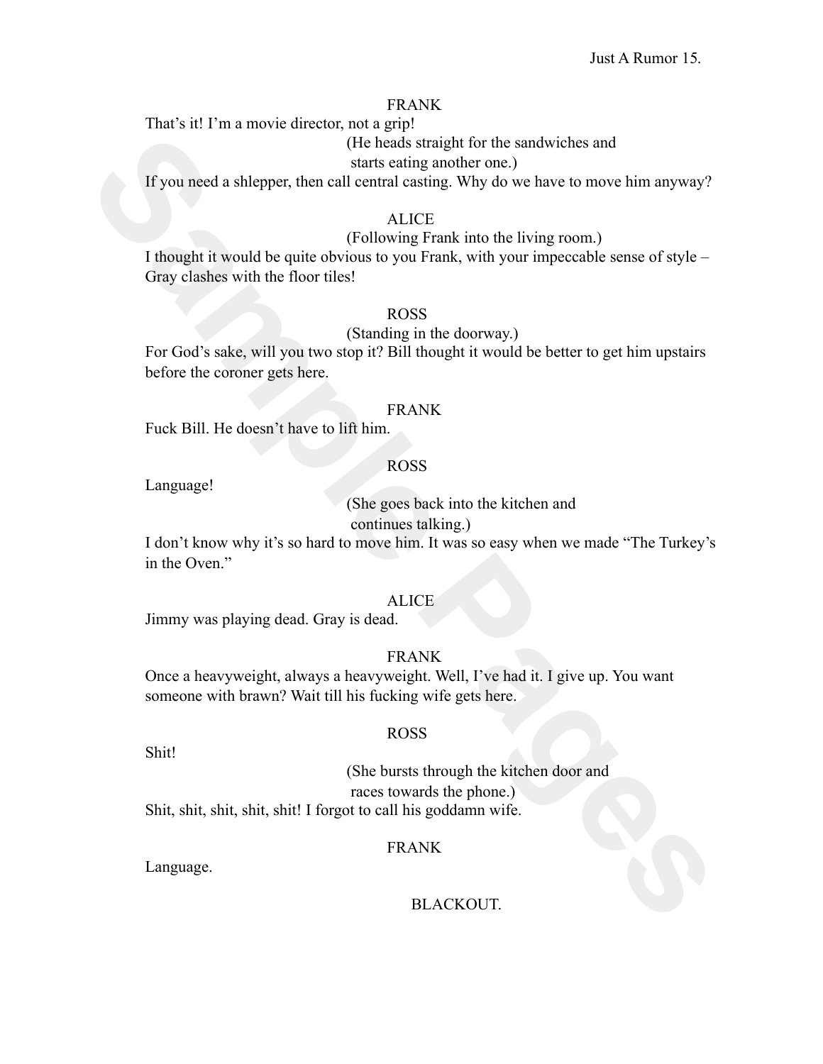FRANK

That's it! I'm a movie director, not a grip!

(He heads straight for the sandwiches and starts eating another one.)

If you need a shlepper, then call central casting. Why do we have to move him anyway?

ALICE

(Following Frank into the living room.)

I thought it would be quite obvious to you Frank, with your impeccable sense of style – Gray clashes with the floor tiles!

ROSS

(Standing in the doorway.)

For God's sake, will you two stop it? Bill thought it would be better to get him upstairs before the coroner gets here.

FRANK

Fuck Bill. He doesn't have to lift him.

ROSS

Language!

(She goes back into the kitchen and continues talking.)

I don't know why it's so hard to move him. It was so easy when we made "The Turkey's in the Oven."

ALICE

Jimmy was playing dead. Gray is dead.

FRANK

Once a heavyweight, always a heavyweight. Well, I've had it. I give up. You want someone with brawn? Wait till his fucking wife gets here.

ROSS

Shit!

(She bursts through the kitchen door and races towards the phone.)

Shit, shit, shit, shit, shit! I forgot to call his goddamn wife.

FRANK

Language.

BLACKOUT.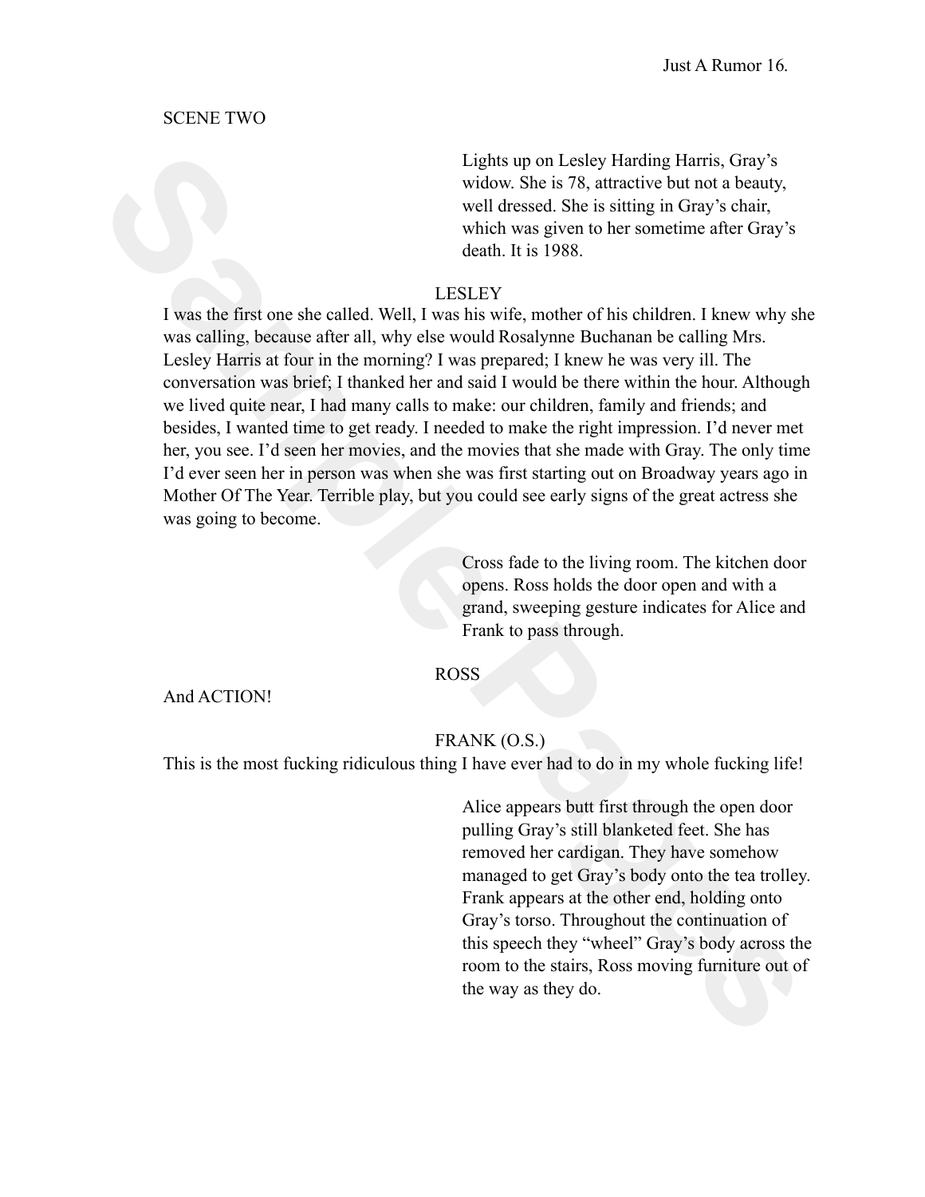SCENE TWO

Lights up on Lesley Harding Harris, Gray's widow. She is 78, attractive but not a beauty, well dressed. She is sitting in Gray's chair, which was given to her sometime after Gray's death. It is 1988.

LESLEY

I was the first one she called. Well, I was his wife, mother of his children. I knew why she was calling, because after all, why else would Rosalynne Buchanan be calling Mrs. Lesley Harris at four in the morning? I was prepared; I knew he was very ill. The conversation was brief; I thanked her and said I would be there within the hour. Although we lived quite near, I had many calls to make: our children, family and friends; and besides, I wanted time to get ready. I needed to make the right impression. I'd never met her, you see. I'd seen her movies, and the movies that she made with Gray. The only time I'd ever seen her in person was when she was first starting out on Broadway years ago in Mother Of The Year. Terrible play, but you could see early signs of the great actress she was going to become.

Cross fade to the living room. The kitchen door opens. Ross holds the door open and with a grand, sweeping gesture indicates for Alice and Frank to pass through.

ROSS

And ACTION!

FRANK (O.S.)

This is the most fucking ridiculous thing I have ever had to do in my whole fucking life!

Alice appears butt first through the open door pulling Gray's still blanketed feet. She has removed her cardigan. They have somehow managed to get Gray's body onto the tea trolley. Frank appears at the other end, holding onto Gray's torso. Throughout the continuation of this speech they "wheel" Gray's body across the room to the stairs, Ross moving furniture out of the way as they do.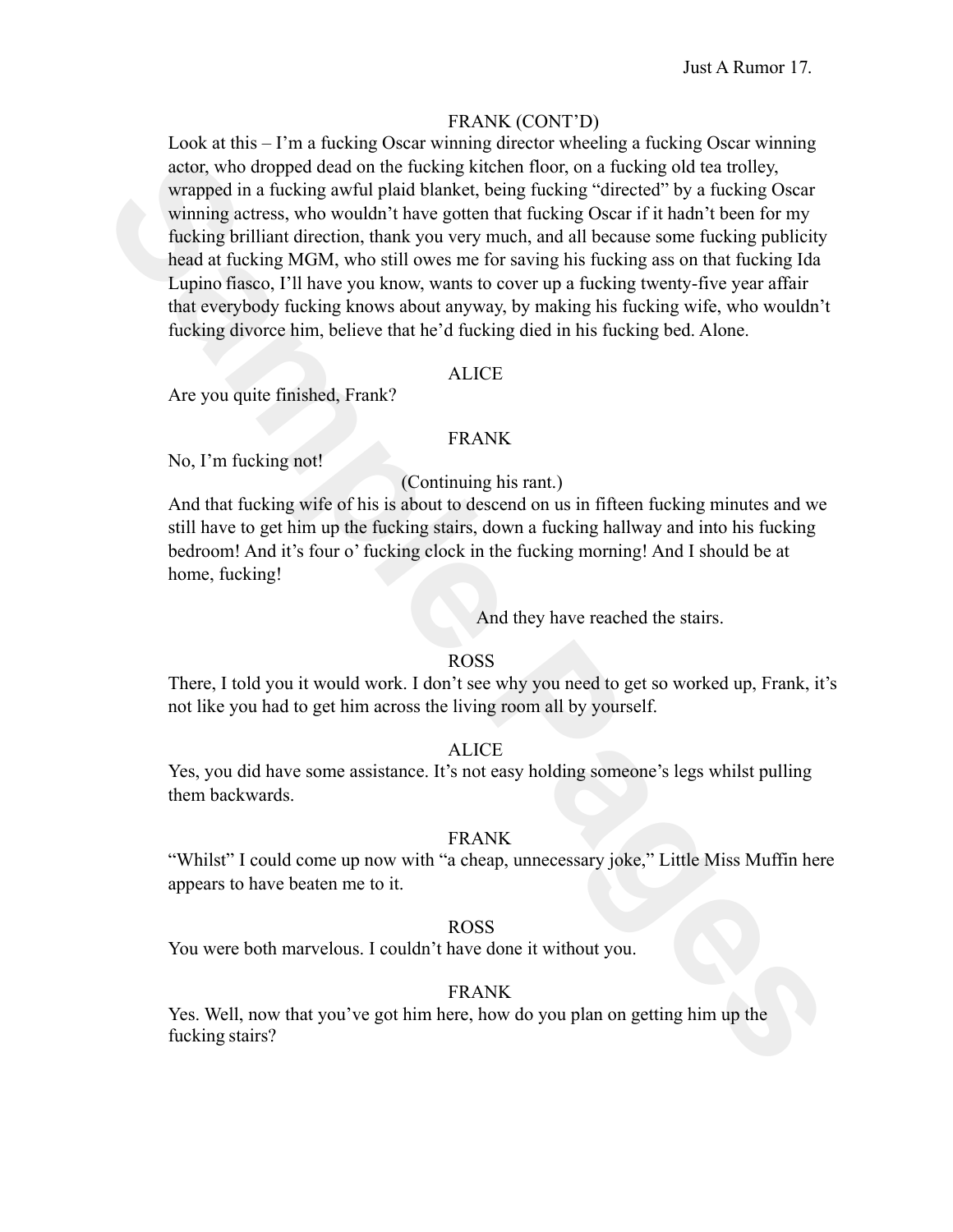FRANK (CONT'D)

Look at this – I'm a fucking Oscar winning director wheeling a fucking Oscar winning actor, who dropped dead on the fucking kitchen floor, on a fucking old tea trolley, wrapped in a fucking awful plaid blanket, being fucking "directed" by a fucking Oscar winning actress, who wouldn't have gotten that fucking Oscar if it hadn't been for my fucking brilliant direction, thank you very much, and all because some fucking publicity head at fucking MGM, who still owes me for saving his fucking ass on that fucking Ida Lupino fiasco, I'll have you know, wants to cover up a fucking twenty-five year affair that everybody fucking knows about anyway, by making his fucking wife, who wouldn't fucking divorce him, believe that he'd fucking died in his fucking bed. Alone.

ALICE

Are you quite finished, Frank?

FRANK

No, I'm fucking not!

(Continuing his rant.)

And that fucking wife of his is about to descend on us in fifteen fucking minutes and we still have to get him up the fucking stairs, down a fucking hallway and into his fucking bedroom! And it's four o' fucking clock in the fucking morning! And I should be at home, fucking!

And they have reached the stairs.

ROSS

There, I told you it would work. I don't see why you need to get so worked up, Frank, it's not like you had to get him across the living room all by yourself.

ALICE

Yes, you did have some assistance. It's not easy holding someone's legs whilst pulling them backwards.

FRANK

"Whilst" I could come up now with "a cheap, unnecessary joke," Little Miss Muffin here appears to have beaten me to it.

ROSS

You were both marvelous. I couldn't have done it without you.

FRANK

Yes. Well, now that you've got him here, how do you plan on getting him up the fucking stairs?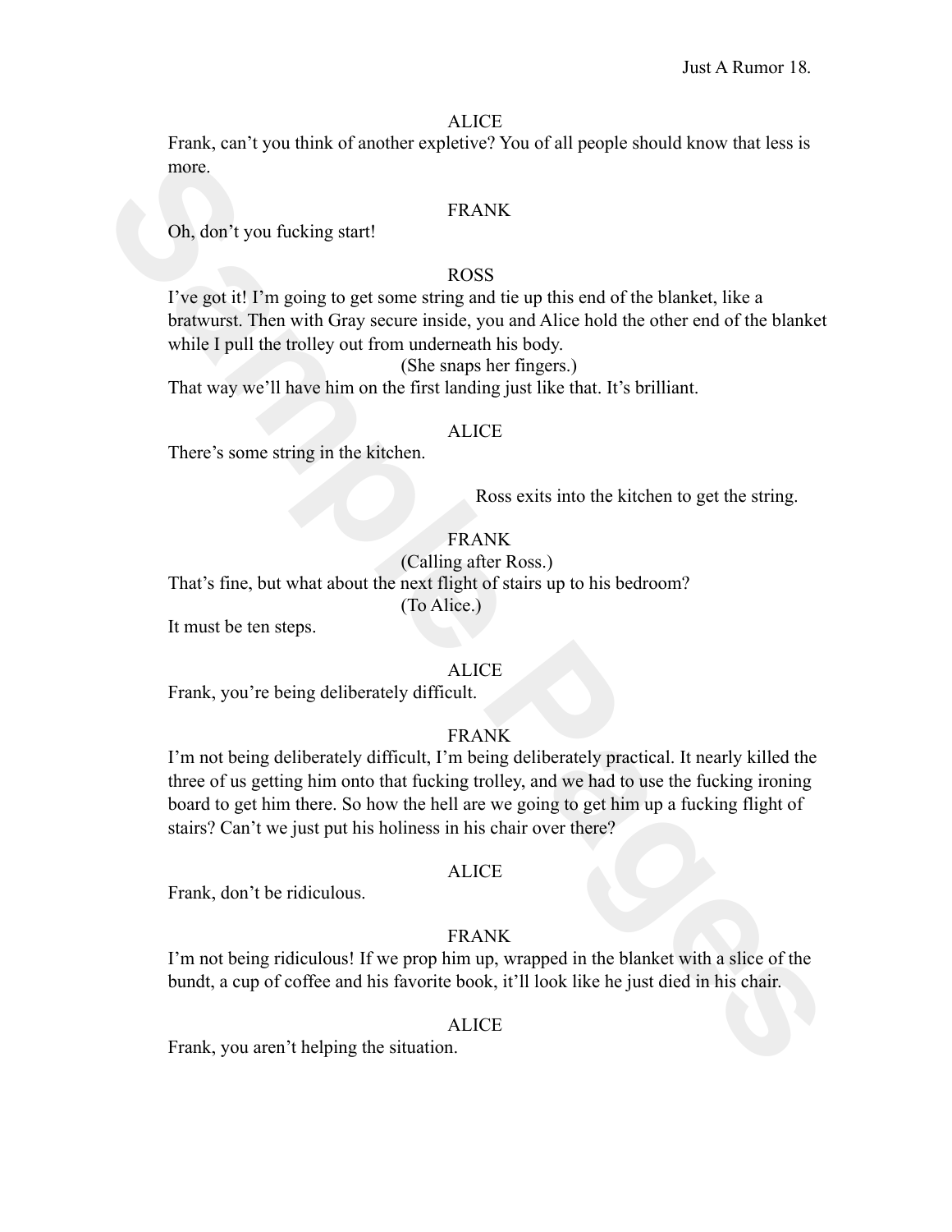ALICE

Frank, can't you think of another expletive? You of all people should know that less is more.

FRANK

Oh, don't you fucking start!

ROSS

I've got it! I'm going to get some string and tie up this end of the blanket, like a bratwurst. Then with Gray secure inside, you and Alice hold the other end of the blanket while I pull the trolley out from underneath his body.

(She snaps her fingers.)

That way we'll have him on the first landing just like that. It's brilliant.

ALICE

There's some string in the kitchen.

*Ross exits into the kitchen to get the string.*

FRANK

(Calling after Ross.)

That's fine, but what about the next flight of stairs up to his bedroom?

(To Alice.)

It must be ten steps.

ALICE

Frank, you're being deliberately difficult.

FRANK

I'm not being deliberately difficult, I'm being deliberately practical. It nearly killed the three of us getting him onto that fucking trolley, and we had to use the fucking ironing board to get him there. So how the hell are we going to get him up a fucking flight of stairs? Can't we just put his holiness in his chair over there?

ALICE

Frank, don't be ridiculous.

FRANK

I'm not being ridiculous! If we prop him up, wrapped in the blanket with a slice of the bundt, a cup of coffee and his favorite book, it'll look like he just died in his chair.

ALICE

Frank, you aren't helping the situation.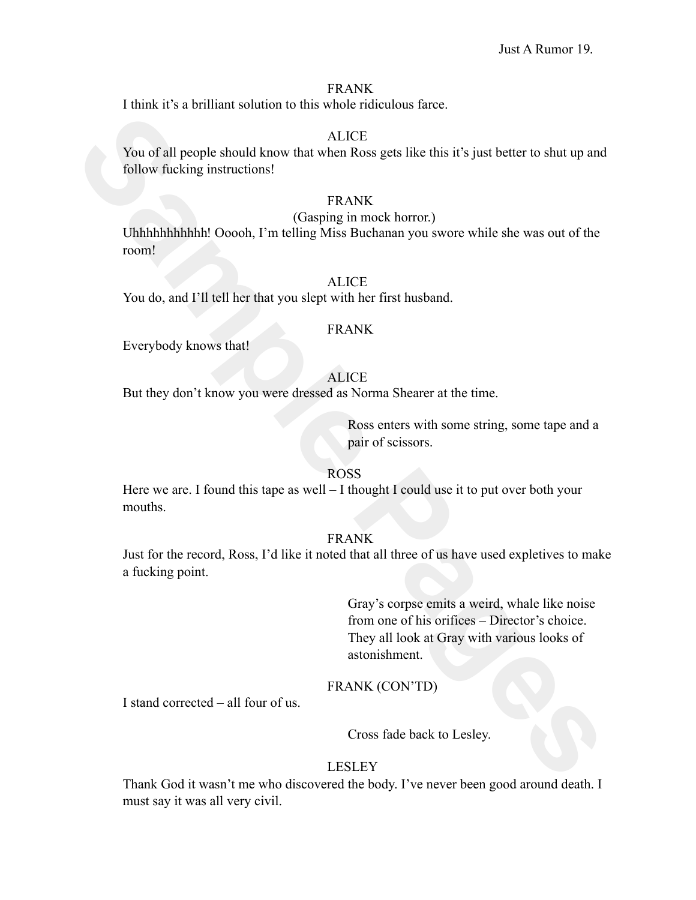FRANK

I think it's a brilliant solution to this whole ridiculous farce.

ALICE

You of all people should know that when Ross gets like this it's just better to shut up and follow fucking instructions!

FRANK

(Gasping in mock horror.)

Uhhhhhhhhhhh! Ooooh, I'm telling Miss Buchanan you swore while she was out of the room!

ALICE

You do, and I'll tell her that you slept with her first husband.

FRANK

Everybody knows that!

ALICE

But they don't know you were dressed as Norma Shearer at the time.

Ross enters with some string, some tape and a pair of scissors.

ROSS

Here we are. I found this tape as well – I thought I could use it to put over both your mouths.

FRANK

Just for the record, Ross, I'd like it noted that all three of us have used expletives to make a fucking point.

Gray's corpse emits a weird, whale like noise from one of his orifices – Director's choice. They all look at Gray with various looks of astonishment.

FRANK (CON'TD)

I stand corrected – all four of us.

Cross fade back to Lesley.

LESLEY

Thank God it wasn't me who discovered the body. I've never been good around death. I must say it was all very civil.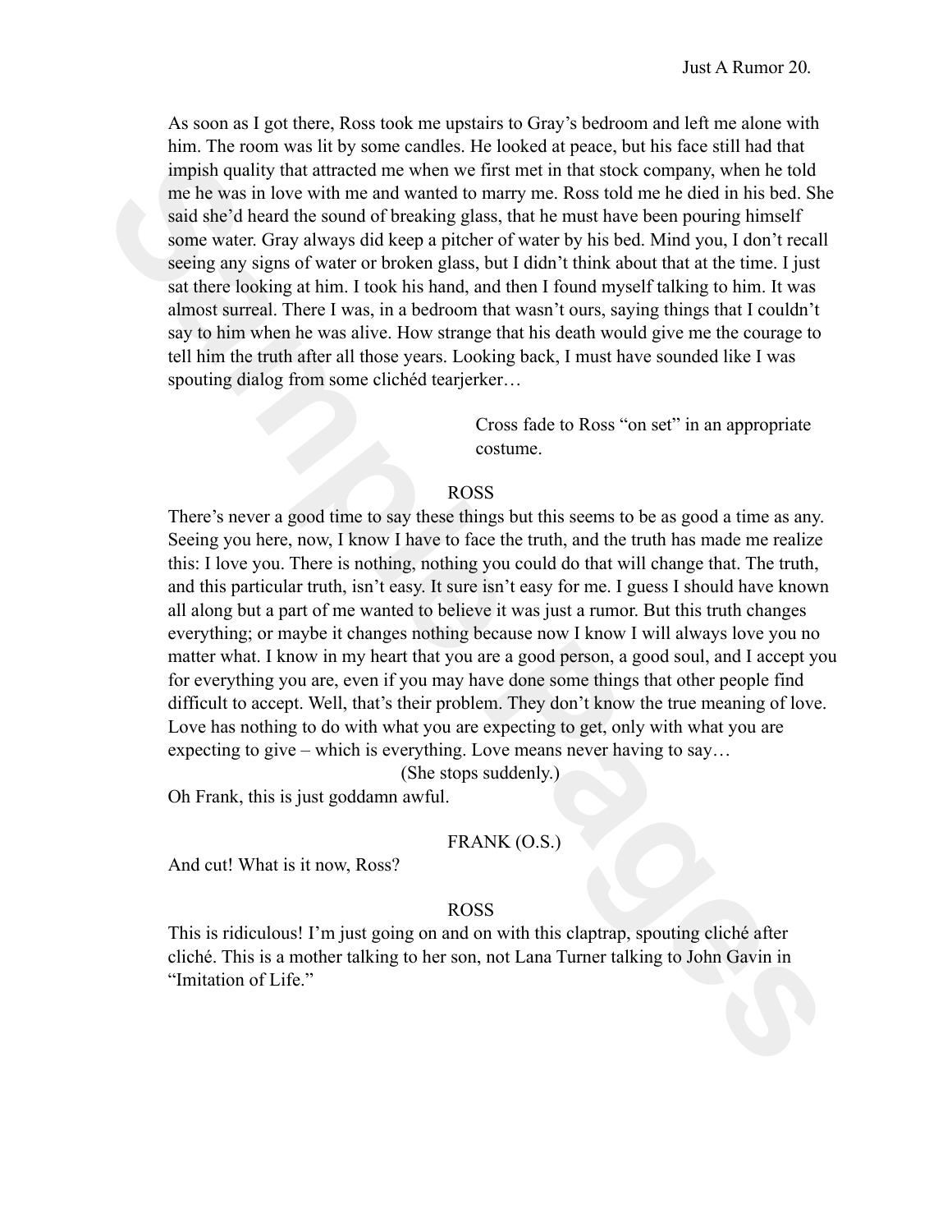As soon as I got there, Ross took me upstairs to Gray's bedroom and left me alone with him. The room was lit by some candles. He looked at peace, but his face still had that impish quality that attracted me when we first met in that stock company, when he told me he was in love with me and wanted to marry me. Ross told me he died in his bed. She said she'd heard the sound of breaking glass, that he must have been pouring himself some water. Gray always did keep a pitcher of water by his bed. Mind you, I don't recall seeing any signs of water or broken glass, but I didn't think about that at the time. I just sat there looking at him. I took his hand, and then I found myself talking to him. It was almost surreal. There I was, in a bedroom that wasn't ours, saying things that I couldn't say to him when he was alive. How strange that his death would give me the courage to tell him the truth after all those years. Looking back, I must have sounded like I was spouting dialog from some clichéd tearjerker…

Cross fade to Ross "on set" in an appropriate costume.

ROSS

There's never a good time to say these things but this seems to be as good a time as any. Seeing you here, now, I know I have to face the truth, and the truth has made me realize this: I love you. There is nothing, nothing you could do that will change that. The truth, and this particular truth, isn't easy. It sure isn't easy for me. I guess I should have known all along but a part of me wanted to believe it was just a rumor. But this truth changes everything; or maybe it changes nothing because now I know I will always love you no matter what. I know in my heart that you are a good person, a good soul, and I accept you for everything you are, even if you may have done some things that other people find difficult to accept. Well, that's their problem. They don't know the true meaning of love. Love has nothing to do with what you are expecting to get, only with what you are expecting to give – which is everything. Love means never having to say…

(She stops suddenly.)

Oh Frank, this is just goddamn awful.

FRANK (O.S.)

And cut! What is it now, Ross?

ROSS

This is ridiculous! I'm just going on and on with this claptrap, spouting cliché after cliché. This is a mother talking to her son, not Lana Turner talking to John Gavin in "Imitation of Life."